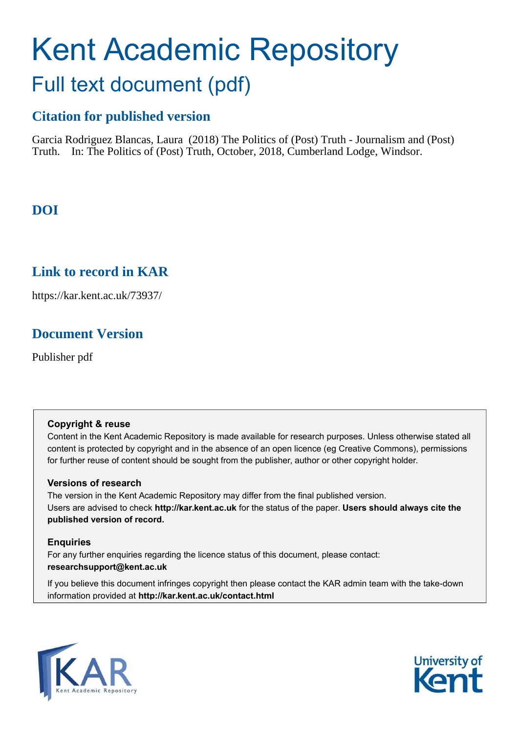# Kent Academic Repository

## Full text document (pdf)

### Citation for published version

Garcia Rodriguez Blancas, Laura (2018) The Politics of (Post) Truth - Journalism and (Post) Truth. In: The Politics of (Post) Truth, October, 2018, Cumberland Lodge, Windsor.

### DOI

### Link to record in KAR

https://kar.kent.ac.uk/73937/

### Document Version

Publisher pdf

**Copyright & reuse**

Content in the Kent Academic Repository is made available for research purposes. Unless otherwise stated all content is protected by copyright and in the absence of an open licence (eg Creative Commons), permissions for further reuse of content should be sought from the publisher, author or other copyright holder.

**Versions of research**

The version in the Kent Academic Repository may differ from the final published version. Users are advised to check **http://kar.kent.ac.uk** for the status of the paper. **Users should always cite the published version of record.**

**Enquiries**

For any further enquiries regarding the licence status of this document, please contact: **researchsupport@kent.ac.uk**

If you believe this document infringes copyright then please contact the KAR admin team with the take-down information provided at **http://kar.kent.ac.uk/contact.html**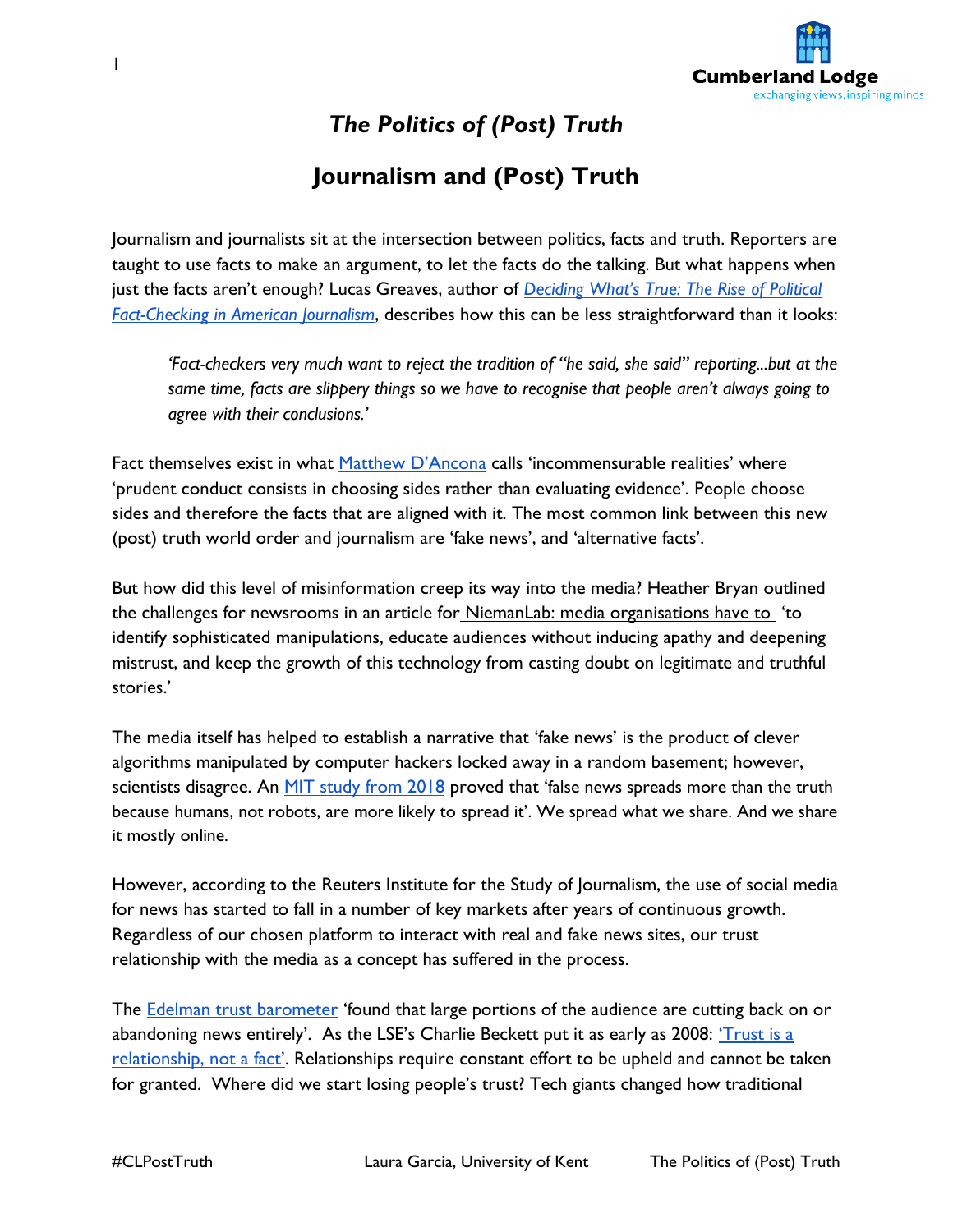# *The Politics of (Post) Truth*

## Journalism and (Post) Truth

Journalism and journalists sit at the intersection between politics, facts and truth. Reporters are taught to use facts to make an argument, to let the facts do the talking. But what happens when just the facts aren't enough? Lucas Greaves, author of *Deciding What's True: The Rise of Political Fact-Checking in American Journalism*, describes how this can be less straightforward than it looks:

> *'Fact-checkers very much want to reject the tradition of "he said, she said" reporting...but at the same time, facts are slippery things so we have to recognise that people aren't always going to agree with their conclusions.'*

Fact themselves exist in what Matthew D'Ancona calls 'incommensurable realities' where 'prudent conduct consists in choosing sides rather than evaluating evidence'. People choose sides and therefore the facts that are aligned with it. The most common link between this new (post) truth world order and journalism are 'fake news', and 'alternative facts'.

But how did this level of misinformation creep its way into the media? Heather Bryan outlined the challenges for newsrooms in an article for NiemanLab: media organisations have to 'to identify sophisticated manipulations, educate audiences without inducing apathy and deepening mistrust, and keep the growth of this technology from casting doubt on legitimate and truthful stories.'

The media itself has helped to establish a narrative that 'fake news' is the product of clever algorithms manipulated by computer hackers locked away in a random basement; however, scientists disagree. An MIT study from 2018 proved that 'false news spreads more than the truth because humans, not robots, are more likely to spread it'. We spread what we share. And we share it mostly online.

However, according to the Reuters Institute for the Study of Journalism, the use of social media for news has started to fall in a number of key markets after years of continuous growth. Regardless of our chosen platform to interact with real and fake news sites, our trust relationship with the media as a concept has suffered in the process.

The Edelman trust barometer 'found that large portions of the audience are cutting back on or abandoning news entirely'. As the LSE's Charlie Beckett put it as early as 2008: 'Trust is a relationship, not a fact'. Relationships require constant effort to be upheld and cannot be taken for granted. Where did we start losing people's trust? Tech giants changed how traditional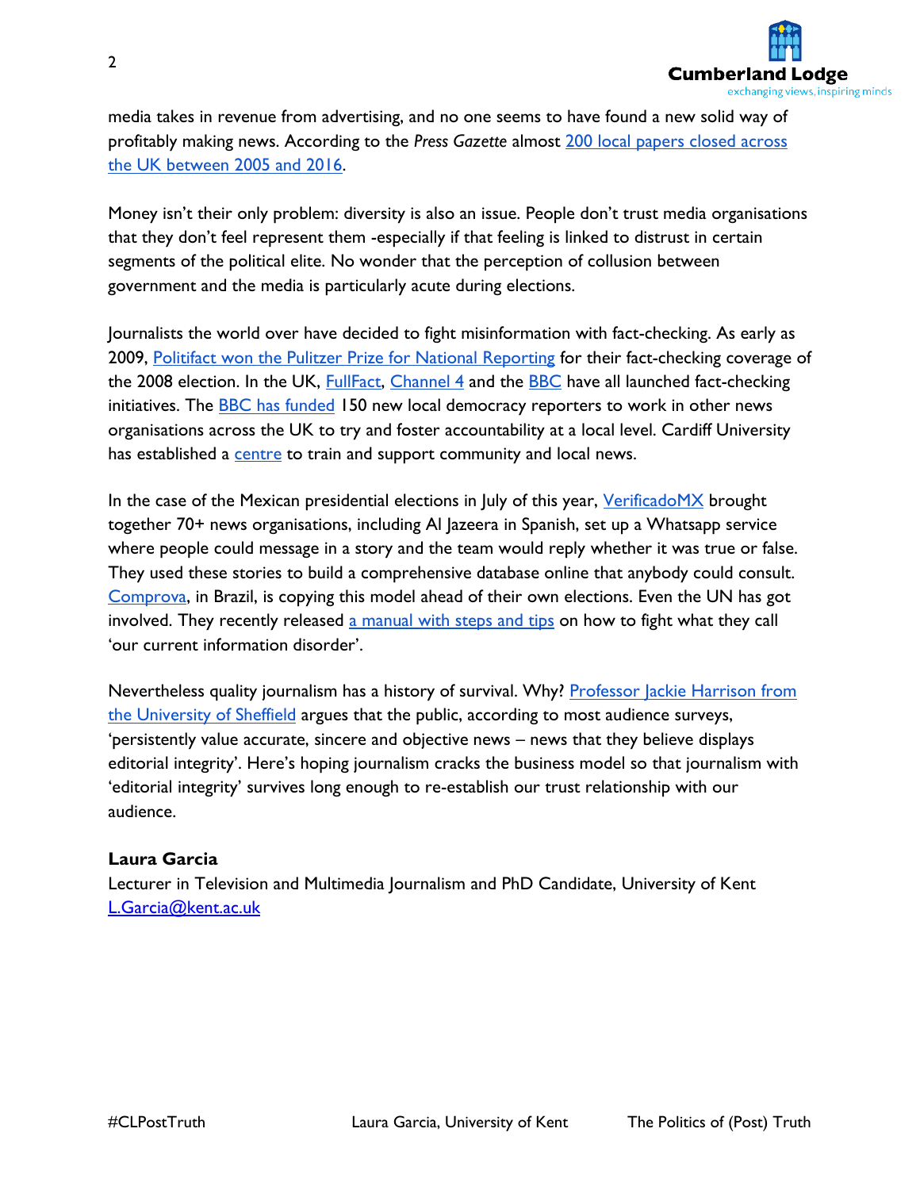media takes in revenue from advertising, and no one seems to have found a new solid way of profitably making news. According to the *Press Gazette* almost 200 local papers closed across the UK between 2005 and 2016.

Money isn't their only problem: diversity is also an issue. People don't trust media organisations that they don't feel represent them -especially if that feeling is linked to distrust in certain segments of the political elite. No wonder that the perception of collusion between government and the media is particularly acute during elections.

Journalists the world over have decided to fight misinformation with fact-checking. As early as 2009, Politifact won the Pulitzer Prize for National Reporting for their fact-checking coverage of the 2008 election. In the UK, FullFact, Channel 4 and the BBC have all launched fact-checking initiatives. The BBC has funded 150 new local democracy reporters to work in other news organisations across the UK to try and foster accountability at a local level. Cardiff University has established a centre to train and support community and local news.

In the case of the Mexican presidential elections in July of this year, VerificadoMX brought together 70+ news organisations, including Al Jazeera in Spanish, set up a Whatsapp service where people could message in a story and the team would reply whether it was true or false. They used these stories to build a comprehensive database online that anybody could consult. Comprova, in Brazil, is copying this model ahead of their own elections. Even the UN has got involved. They recently released a manual with steps and tips on how to fight what they call 'our current information disorder'.

Nevertheless quality journalism has a history of survival. Why? Professor Jackie Harrison from the University of Sheffield argues that the public, according to most audience surveys, 'persistently value accurate, sincere and objective news – news that they believe displays editorial integrity'. Here's hoping journalism cracks the business model so that journalism with 'editorial integrity' survives long enough to re-establish our trust relationship with our audience.

**Laura Garcia**
Lecturer in Television and Multimedia Journalism and PhD Candidate, University of Kent
L.Garcia@kent.ac.uk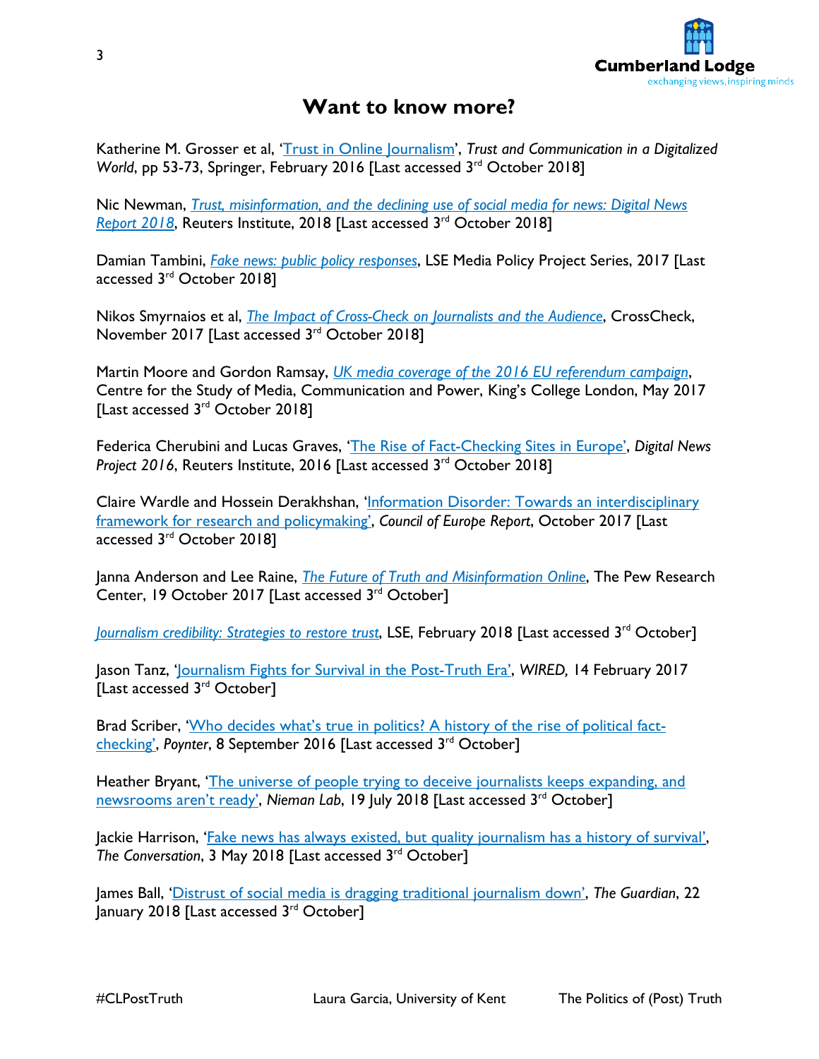## Want to know more?

Katherine M. Grosser et al, 'Trust in Online Journalism', *Trust and Communication in a Digitalized World*, pp 53-73, Springer, February 2016 [Last accessed 3rd October 2018]

Nic Newman, *Trust, misinformation, and the declining use of social media for news: Digital News Report 2018*, Reuters Institute, 2018 [Last accessed 3rd October 2018]

Damian Tambini, *Fake news: public policy responses*, LSE Media Policy Project Series, 2017 [Last accessed 3rd October 2018]

Nikos Smyrnaios et al, *The Impact of Cross-Check on Journalists and the Audience*, CrossCheck, November 2017 [Last accessed 3rd October 2018]

Martin Moore and Gordon Ramsay, *UK media coverage of the 2016 EU referendum campaign*, Centre for the Study of Media, Communication and Power, King's College London, May 2017 [Last accessed 3rd October 2018]

Federica Cherubini and Lucas Graves, 'The Rise of Fact-Checking Sites in Europe', *Digital News Project 2016*, Reuters Institute, 2016 [Last accessed 3rd October 2018]

Claire Wardle and Hossein Derakhshan, 'Information Disorder: Towards an interdisciplinary framework for research and policymaking', *Council of Europe Report*, October 2017 [Last accessed 3rd October 2018]

Janna Anderson and Lee Raine, *The Future of Truth and Misinformation Online*, The Pew Research Center, 19 October 2017 [Last accessed 3rd October]

*Journalism credibility: Strategies to restore trust*, LSE, February 2018 [Last accessed 3rd October]

Jason Tanz, 'Journalism Fights for Survival in the Post-Truth Era', *WIRED,* 14 February 2017 [Last accessed 3rd October]

Brad Scriber, 'Who decides what's true in politics? A history of the rise of political fact-checking', *Poynter*, 8 September 2016 [Last accessed 3rd October]

Heather Bryant, 'The universe of people trying to deceive journalists keeps expanding, and newsrooms aren't ready', *Nieman Lab*, 19 July 2018 [Last accessed 3rd October]

Jackie Harrison, 'Fake news has always existed, but quality journalism has a history of survival', *The Conversation*, 3 May 2018 [Last accessed 3rd October]

James Ball, 'Distrust of social media is dragging traditional journalism down', *The Guardian*, 22 January 2018 [Last accessed 3rd October]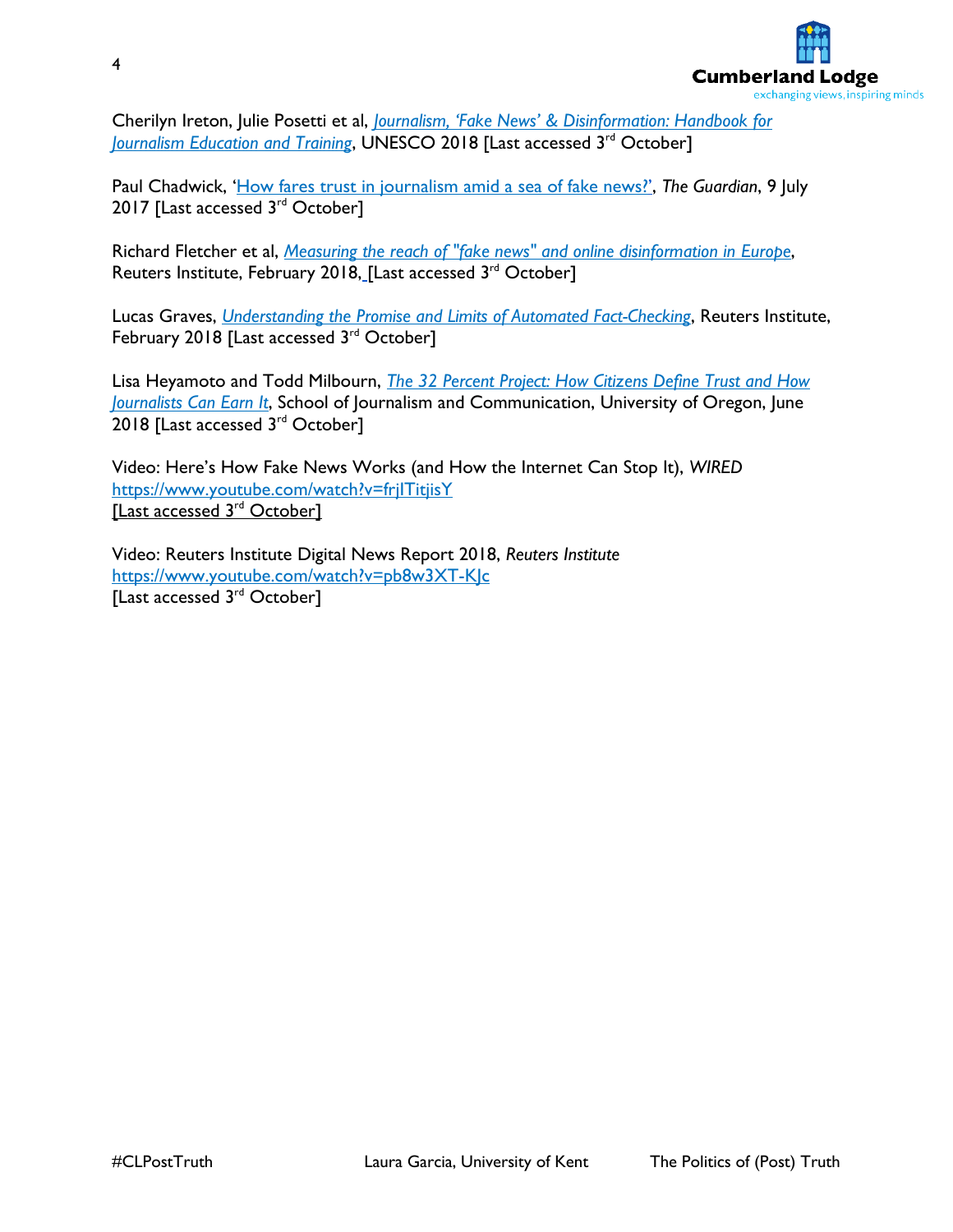Cherilyn Ireton, Julie Posetti et al, *Journalism, 'Fake News' & Disinformation: Handbook for Journalism Education and Training*, UNESCO 2018 [Last accessed 3rd October]

Paul Chadwick, 'How fares trust in journalism amid a sea of fake news?', *The Guardian*, 9 July 2017 [Last accessed 3rd October]

Richard Fletcher et al, *Measuring the reach of "fake news" and online disinformation in Europe*, Reuters Institute, February 2018, [Last accessed 3rd October]

Lucas Graves, *Understanding the Promise and Limits of Automated Fact-Checking*, Reuters Institute, February 2018 [Last accessed 3rd October]

Lisa Heyamoto and Todd Milbourn, *The 32 Percent Project: How Citizens Define Trust and How Journalists Can Earn It*, School of Journalism and Communication, University of Oregon, June 2018 [Last accessed 3rd October]

Video: Here's How Fake News Works (and How the Internet Can Stop It), *WIRED*
https://www.youtube.com/watch?v=frjlTitjisY
[Last accessed 3rd October]

Video: Reuters Institute Digital News Report 2018, *Reuters Institute*
https://www.youtube.com/watch?v=pb8w3XT-KJc
[Last accessed 3rd October]